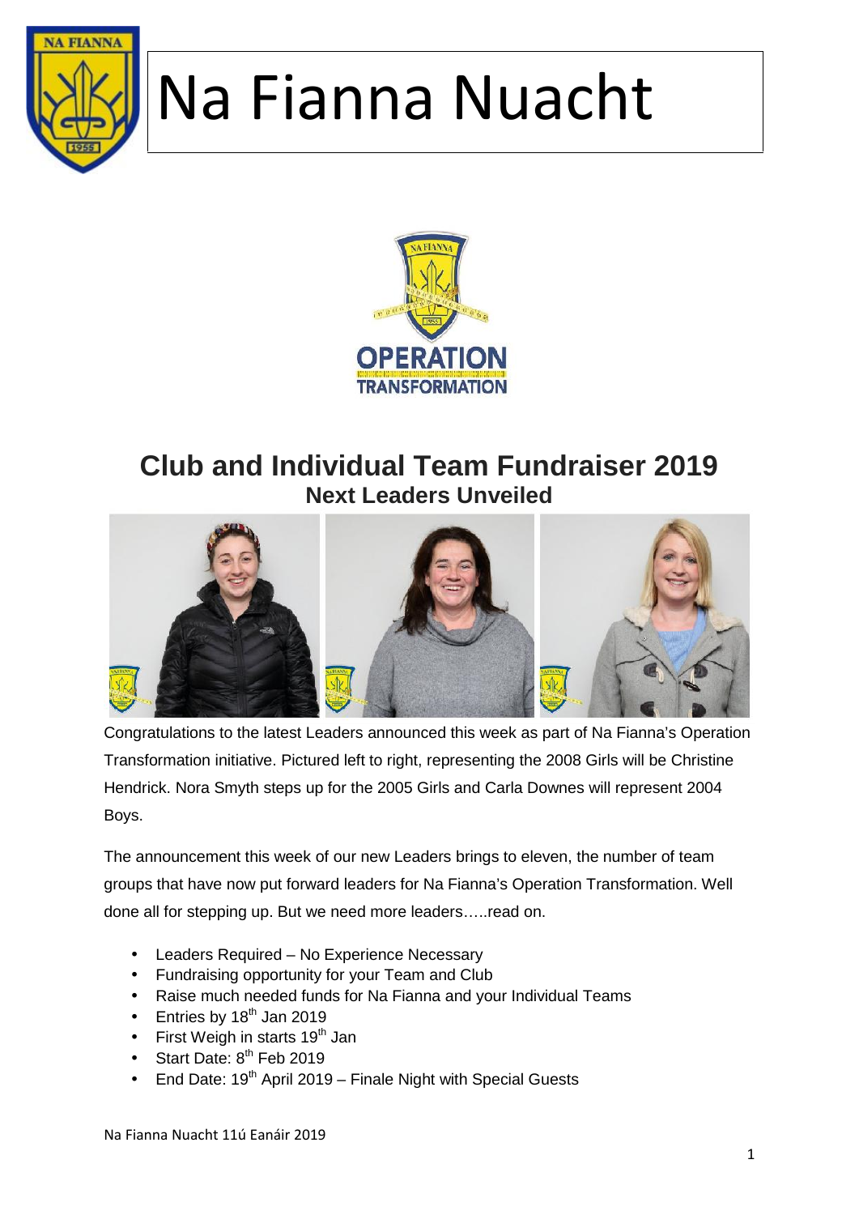# Na Fianna Nuacht

## Club and Individual Team Fundraiser 2019

### Next Leaders Unveiled

Congratulations to the latest Leaders announced this week as part of Na Fianna's Operation Transformation initiative. Pictured left to right, representing the 2008 Girls will be Christine Hendrick. Nora Smyth steps up for the 2005 Girls and Carla Downes will represent 2004 Boys.

The announcement this week of our new Leaders brings to eleven, the number of team groups that have now put forward leaders for Na Fianna's Operation Transformation. Well done all for stepping up. But we need more leaders…..read on.

- Leaders Required – No Experience Necessary
- Fundraising opportunity for your Team and Club
- Raise much needed funds for Na Fianna and your Individual Teams
- Entries by 18th Jan 2019
- First Weigh in starts 19th Jan
- Start Date: 8th Feb 2019
- End Date: 19th April 2019 – Finale Night with Special Guests

Na Fianna Nuacht 11ú Eanáir 2019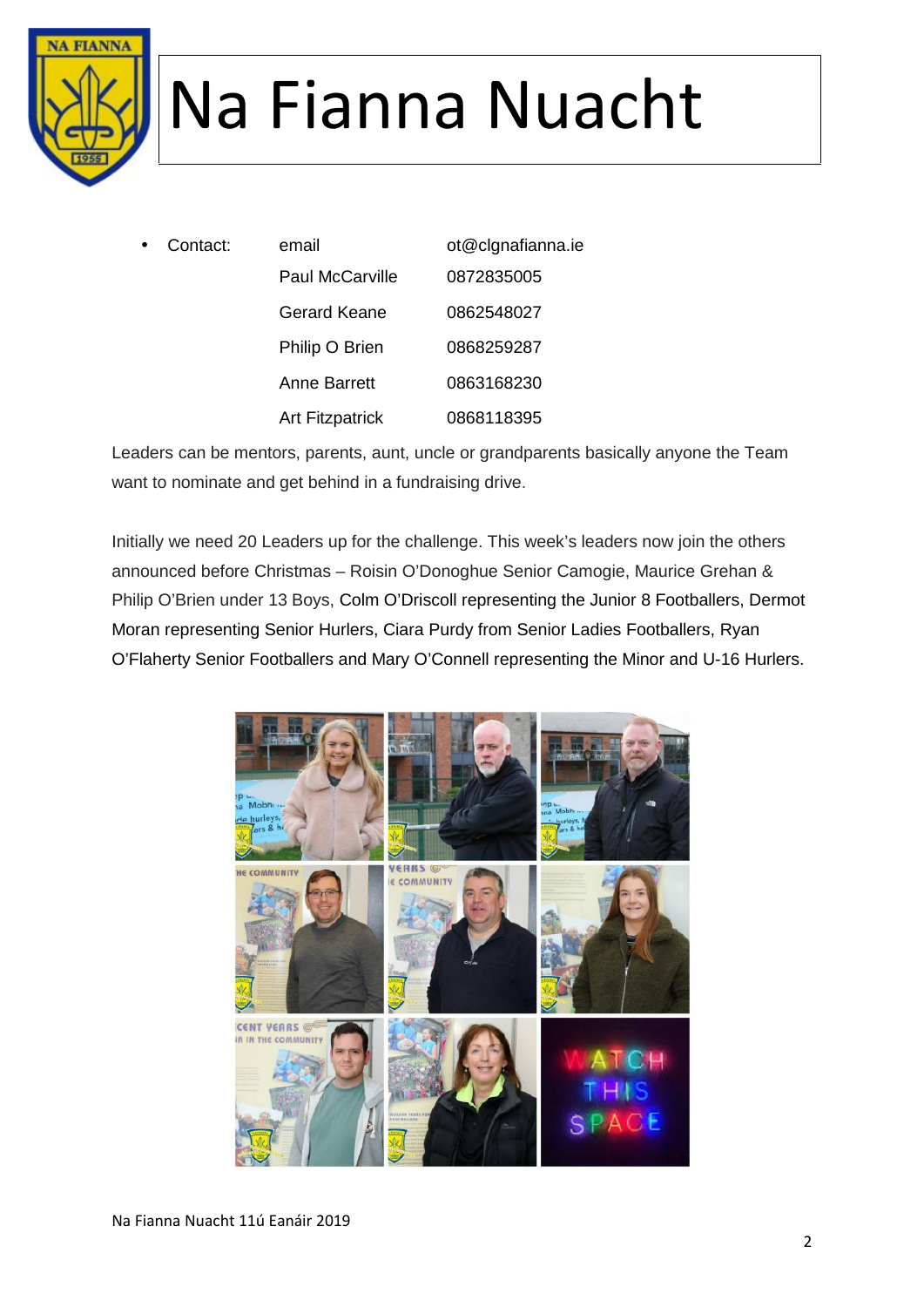# Na Fianna Nuacht

- Contact:

| | |
|---|---|
| email | ot@clgnafianna.ie |
| Paul McCarville | 0872835005 |
| Gerard Keane | 0862548027 |
| Philip O Brien | 0868259287 |
| Anne Barrett | 0863168230 |
| Art Fitzpatrick | 0868118395 |

Leaders can be mentors, parents, aunt, uncle or grandparents basically anyone the Team want to nominate and get behind in a fundraising drive.

Initially we need 20 Leaders up for the challenge. This week's leaders now join the others announced before Christmas – Roisin O'Donoghue Senior Camogie, Maurice Grehan & Philip O'Brien under 13 Boys, Colm O'Driscoll representing the Junior 8 Footballers, Dermot Moran representing Senior Hurlers, Ciara Purdy from Senior Ladies Footballers, Ryan O'Flaherty Senior Footballers and Mary O'Connell representing the Minor and U-16 Hurlers.

Na Fianna Nuacht 11ú Eanáir 2019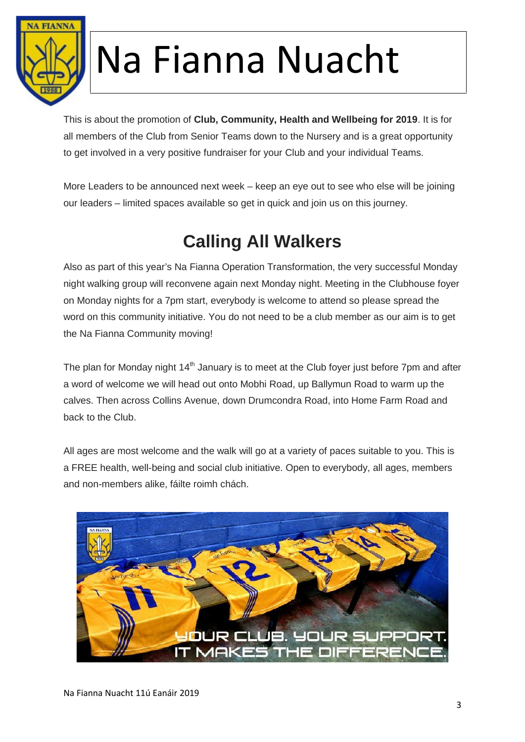# Na Fianna Nuacht

This is about the promotion of **Club, Community, Health and Wellbeing for 2019**. It is for all members of the Club from Senior Teams down to the Nursery and is a great opportunity to get involved in a very positive fundraiser for your Club and your individual Teams.

More Leaders to be announced next week – keep an eye out to see who else will be joining our leaders – limited spaces available so get in quick and join us on this journey.

## Calling All Walkers

Also as part of this year's Na Fianna Operation Transformation, the very successful Monday night walking group will reconvene again next Monday night. Meeting in the Clubhouse foyer on Monday nights for a 7pm start, everybody is welcome to attend so please spread the word on this community initiative. You do not need to be a club member as our aim is to get the Na Fianna Community moving!

The plan for Monday night 14th January is to meet at the Club foyer just before 7pm and after a word of welcome we will head out onto Mobhi Road, up Ballymun Road to warm up the calves. Then across Collins Avenue, down Drumcondra Road, into Home Farm Road and back to the Club.

All ages are most welcome and the walk will go at a variety of paces suitable to you. This is a FREE health, well-being and social club initiative. Open to everybody, all ages, members and non-members alike, fáilte roimh chách.

YOUR CLUB. YOUR SUPPORT. IT MAKES THE DIFFERENCE.

Na Fianna Nuacht 11ú Eanáir 2019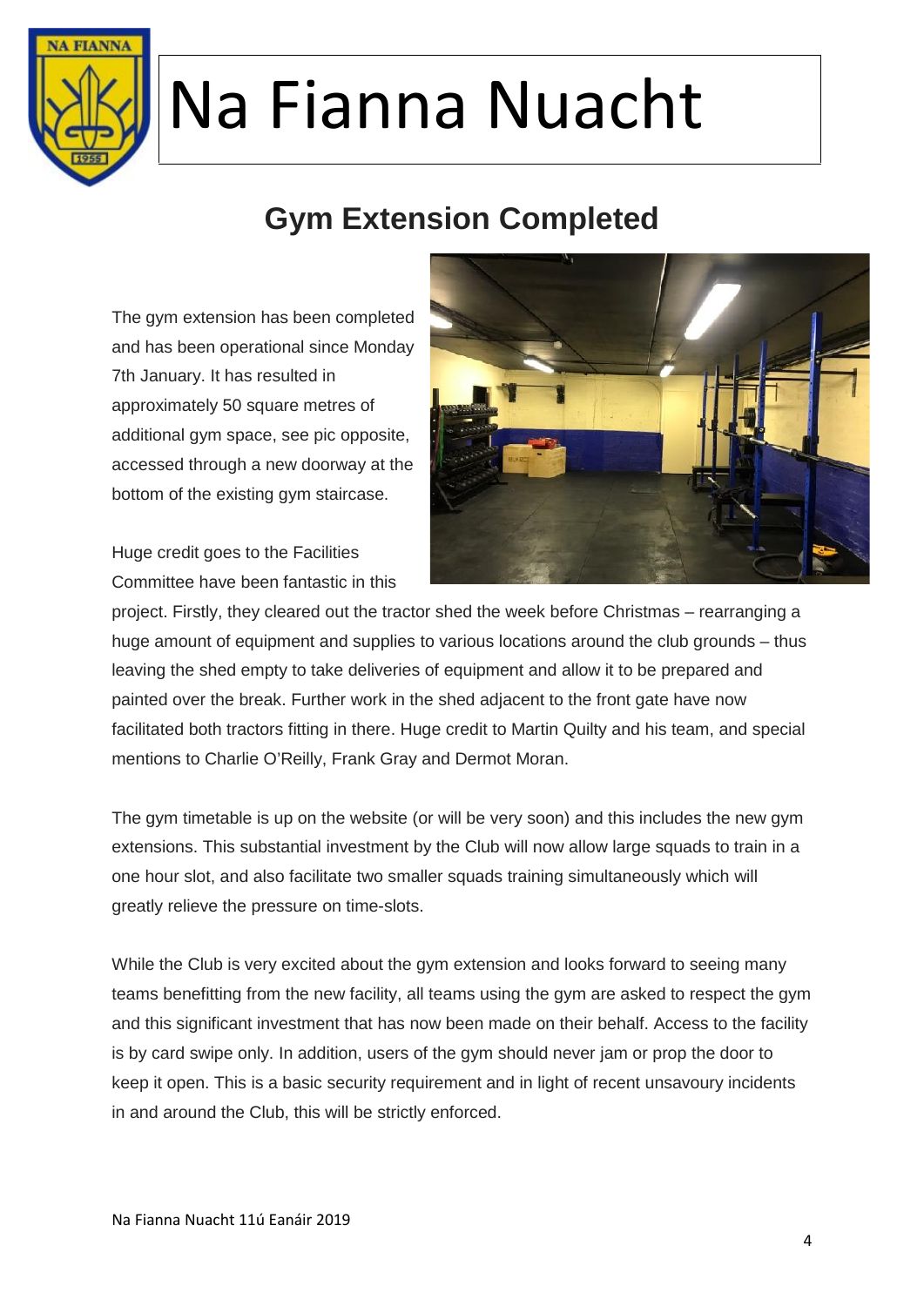# Na Fianna Nuacht

## Gym Extension Completed

The gym extension has been completed and has been operational since Monday 7th January. It has resulted in approximately 50 square metres of additional gym space, see pic opposite, accessed through a new doorway at the bottom of the existing gym staircase.

Huge credit goes to the Facilities Committee have been fantastic in this project. Firstly, they cleared out the tractor shed the week before Christmas – rearranging a huge amount of equipment and supplies to various locations around the club grounds – thus leaving the shed empty to take deliveries of equipment and allow it to be prepared and painted over the break. Further work in the shed adjacent to the front gate have now facilitated both tractors fitting in there. Huge credit to Martin Quilty and his team, and special mentions to Charlie O'Reilly, Frank Gray and Dermot Moran.

The gym timetable is up on the website (or will be very soon) and this includes the new gym extensions. This substantial investment by the Club will now allow large squads to train in a one hour slot, and also facilitate two smaller squads training simultaneously which will greatly relieve the pressure on time-slots.

While the Club is very excited about the gym extension and looks forward to seeing many teams benefitting from the new facility, all teams using the gym are asked to respect the gym and this significant investment that has now been made on their behalf. Access to the facility is by card swipe only. In addition, users of the gym should never jam or prop the door to keep it open. This is a basic security requirement and in light of recent unsavoury incidents in and around the Club, this will be strictly enforced.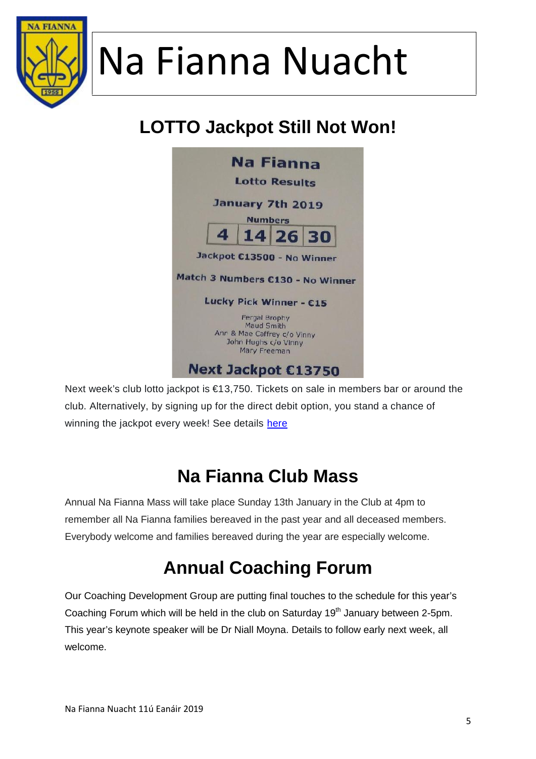# Na Fianna Nuacht

## LOTTO Jackpot Still Not Won!

**Na Fianna**

**Lotto Results**

**January 7th 2019**

**Numbers**

| 4 | 14 | 26 | 30 |
|---|---|---|---|

**Jackpot €13500 - No Winner**

**Match 3 Numbers €130 - No Winner**

**Lucky Pick Winner - €15**

Fergal Brophy
Maud Smith
Ann & Mae Caffrey c/o Vinny
John Hughs c/o Vinny
Mary Freeman

**Next Jackpot €13750**

Next week's club lotto jackpot is €13,750. Tickets on sale in members bar or around the club. Alternatively, by signing up for the direct debit option, you stand a chance of winning the jackpot every week! See details here

## Na Fianna Club Mass

Annual Na Fianna Mass will take place Sunday 13th January in the Club at 4pm to remember all Na Fianna families bereaved in the past year and all deceased members. Everybody welcome and families bereaved during the year are especially welcome.

## Annual Coaching Forum

Our Coaching Development Group are putting final touches to the schedule for this year's Coaching Forum which will be held in the club on Saturday 19th January between 2-5pm. This year's keynote speaker will be Dr Niall Moyna. Details to follow early next week, all welcome.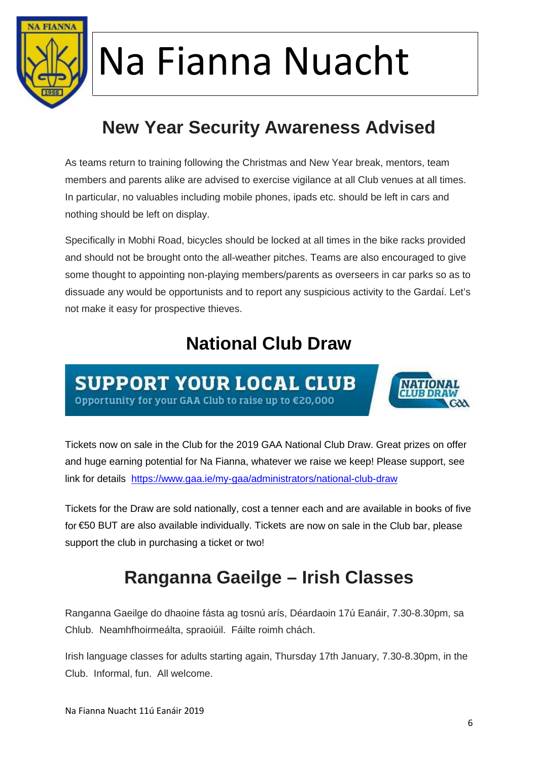# Na Fianna Nuacht

## New Year Security Awareness Advised

As teams return to training following the Christmas and New Year break, mentors, team members and parents alike are advised to exercise vigilance at all Club venues at all times. In particular, no valuables including mobile phones, ipads etc. should be left in cars and nothing should be left on display.

Specifically in Mobhi Road, bicycles should be locked at all times in the bike racks provided and should not be brought onto the all-weather pitches. Teams are also encouraged to give some thought to appointing non-playing members/parents as overseers in car parks so as to dissuade any would be opportunists and to report any suspicious activity to the Gardaí. Let's not make it easy for prospective thieves.

## National Club Draw

SUPPORT YOUR LOCAL CLUB
Opportunity for your GAA Club to raise up to €20,000

NATIONAL CLUB DRAW

Tickets now on sale in the Club for the 2019 GAA National Club Draw. Great prizes on offer and huge earning potential for Na Fianna, whatever we raise we keep! Please support, see link for details https://www.gaa.ie/my-gaa/administrators/national-club-draw

Tickets for the Draw are sold nationally, cost a tenner each and are available in books of five for €50 BUT are also available individually. Tickets are now on sale in the Club bar, please support the club in purchasing a ticket or two!

## Ranganna Gaeilge – Irish Classes

Ranganna Gaeilge do dhaoine fásta ag tosnú arís, Déardaoin 17ú Eanáir, 7.30-8.30pm, sa Chlub. Neamhfhoirmeálta, spraoiúil. Fáilte roimh chách.

Irish language classes for adults starting again, Thursday 17th January, 7.30-8.30pm, in the Club. Informal, fun. All welcome.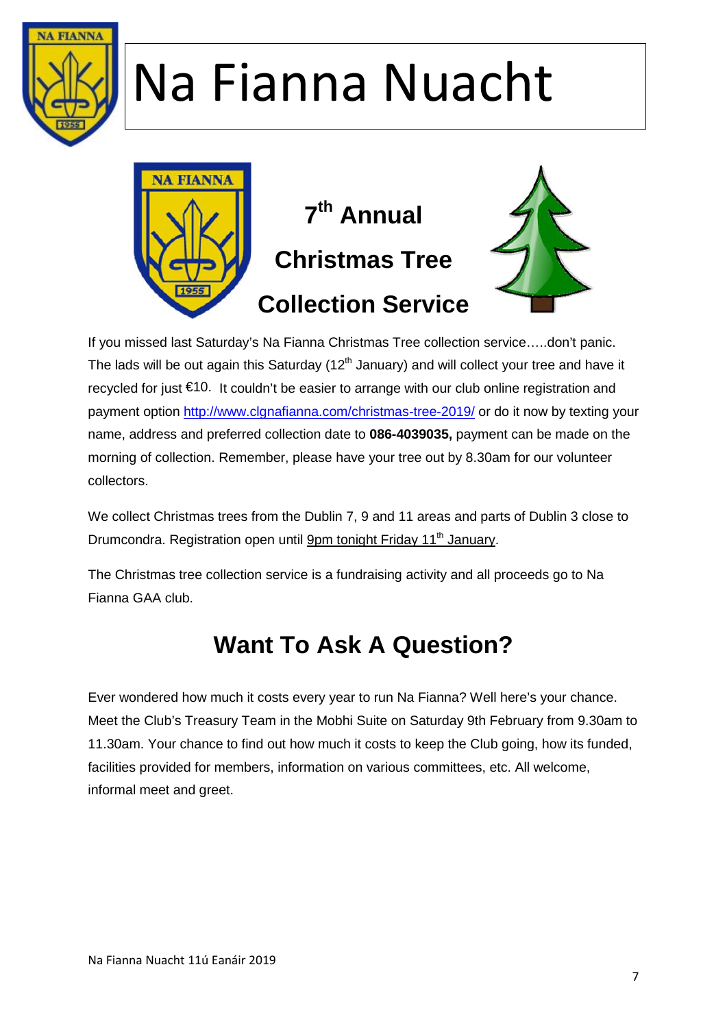# Na Fianna Nuacht

## 7th Annual Christmas Tree Collection Service

If you missed last Saturday's Na Fianna Christmas Tree collection service…..don't panic. The lads will be out again this Saturday (12th January) and will collect your tree and have it recycled for just €10. It couldn't be easier to arrange with our club online registration and payment option http://www.clgnafianna.com/christmas-tree-2019/ or do it now by texting your name, address and preferred collection date to **086-4039035,** payment can be made on the morning of collection. Remember, please have your tree out by 8.30am for our volunteer collectors.

We collect Christmas trees from the Dublin 7, 9 and 11 areas and parts of Dublin 3 close to Drumcondra. Registration open until 9pm tonight Friday 11th January.

The Christmas tree collection service is a fundraising activity and all proceeds go to Na Fianna GAA club.

## Want To Ask A Question?

Ever wondered how much it costs every year to run Na Fianna? Well here's your chance. Meet the Club's Treasury Team in the Mobhi Suite on Saturday 9th February from 9.30am to 11.30am. Your chance to find out how much it costs to keep the Club going, how its funded, facilities provided for members, information on various committees, etc. All welcome, informal meet and greet.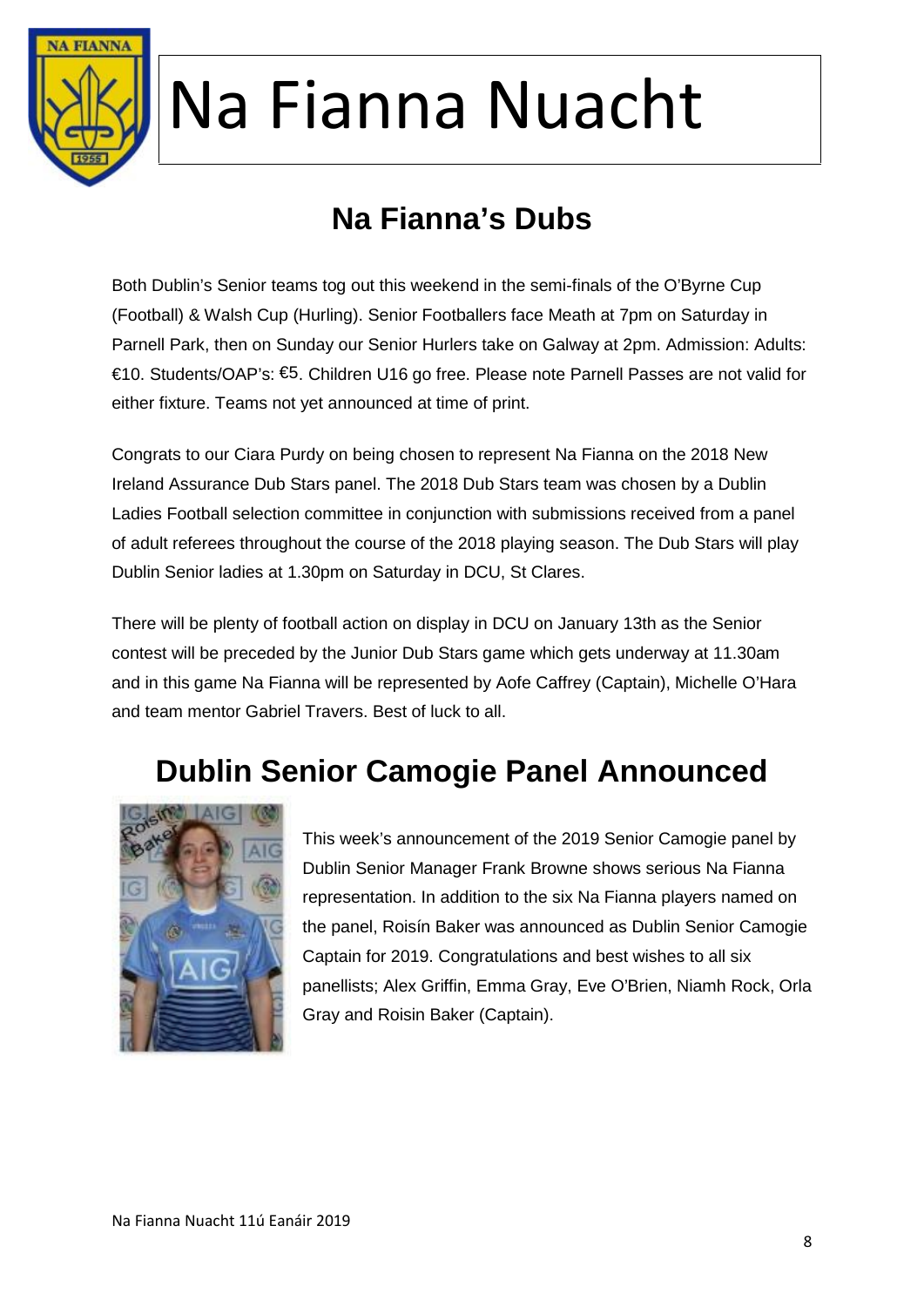# Na Fianna Nuacht

## Na Fianna's Dubs

Both Dublin's Senior teams tog out this weekend in the semi-finals of the O'Byrne Cup (Football) & Walsh Cup (Hurling). Senior Footballers face Meath at 7pm on Saturday in Parnell Park, then on Sunday our Senior Hurlers take on Galway at 2pm. Admission: Adults: €10. Students/OAP's: €5. Children U16 go free. Please note Parnell Passes are not valid for either fixture. Teams not yet announced at time of print.

Congrats to our Ciara Purdy on being chosen to represent Na Fianna on the 2018 New Ireland Assurance Dub Stars panel. The 2018 Dub Stars team was chosen by a Dublin Ladies Football selection committee in conjunction with submissions received from a panel of adult referees throughout the course of the 2018 playing season. The Dub Stars will play Dublin Senior ladies at 1.30pm on Saturday in DCU, St Clares.

There will be plenty of football action on display in DCU on January 13th as the Senior contest will be preceded by the Junior Dub Stars game which gets underway at 11.30am and in this game Na Fianna will be represented by Aofe Caffrey (Captain), Michelle O'Hara and team mentor Gabriel Travers. Best of luck to all.

## Dublin Senior Camogie Panel Announced

This week's announcement of the 2019 Senior Camogie panel by Dublin Senior Manager Frank Browne shows serious Na Fianna representation. In addition to the six Na Fianna players named on the panel, Roisín Baker was announced as Dublin Senior Camogie Captain for 2019. Congratulations and best wishes to all six panellists; Alex Griffin, Emma Gray, Eve O'Brien, Niamh Rock, Orla Gray and Roisin Baker (Captain).

Na Fianna Nuacht 11ú Eanáir 2019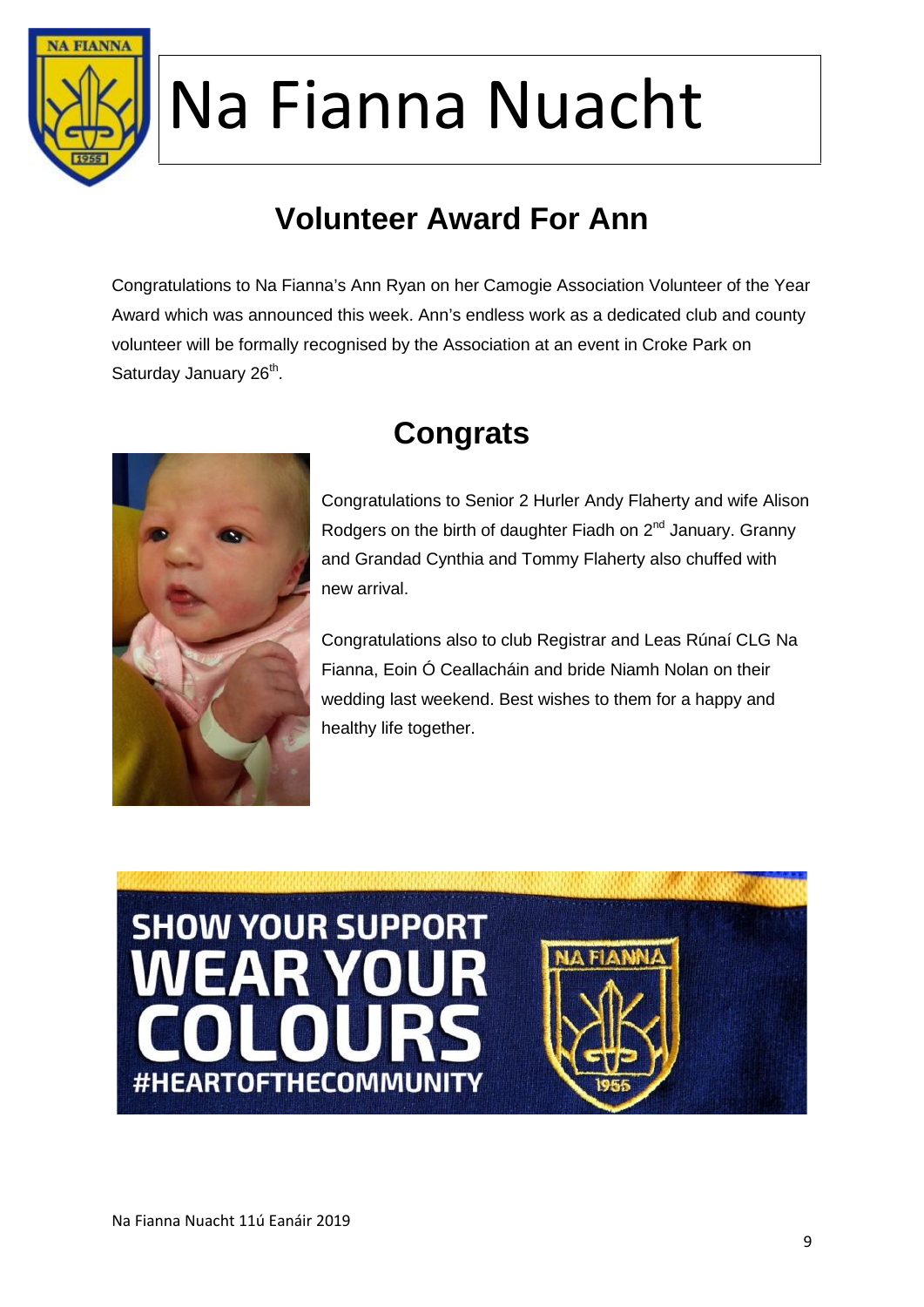# Na Fianna Nuacht

## Volunteer Award For Ann

Congratulations to Na Fianna's Ann Ryan on her Camogie Association Volunteer of the Year Award which was announced this week. Ann's endless work as a dedicated club and county volunteer will be formally recognised by the Association at an event in Croke Park on Saturday January 26th.

## Congrats

Congratulations to Senior 2 Hurler Andy Flaherty and wife Alison Rodgers on the birth of daughter Fiadh on 2nd January. Granny and Grandad Cynthia and Tommy Flaherty also chuffed with new arrival.

Congratulations also to club Registrar and Leas Rúnaí CLG Na Fianna, Eoin Ó Ceallacháin and bride Niamh Nolan on their wedding last weekend. Best wishes to them for a happy and healthy life together.

SHOW YOUR SUPPORT
WEAR YOUR COLOURS
#HEARTOFTHECOMMUNITY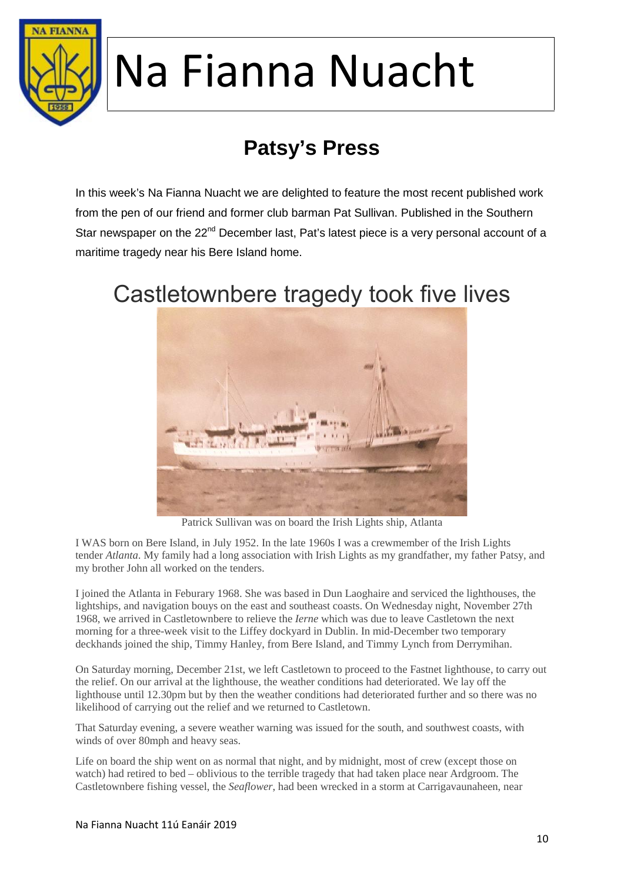# Na Fianna Nuacht

## Patsy's Press

In this week's Na Fianna Nuacht we are delighted to feature the most recent published work from the pen of our friend and former club barman Pat Sullivan. Published in the Southern Star newspaper on the 22nd December last, Pat's latest piece is a very personal account of a maritime tragedy near his Bere Island home.

## Castletownbere tragedy took five lives

Patrick Sullivan was on board the Irish Lights ship, Atlanta

I WAS born on Bere Island, in July 1952. In the late 1960s I was a crewmember of the Irish Lights tender *Atlanta*. My family had a long association with Irish Lights as my grandfather, my father Patsy, and my brother John all worked on the tenders.

I joined the Atlanta in Feburary 1968. She was based in Dun Laoghaire and serviced the lighthouses, the lightships, and navigation bouys on the east and southeast coasts. On Wednesday night, November 27th 1968, we arrived in Castletownbere to relieve the *Ierne* which was due to leave Castletown the next morning for a three-week visit to the Liffey dockyard in Dublin. In mid-December two temporary deckhands joined the ship, Timmy Hanley, from Bere Island, and Timmy Lynch from Derrymihan.

On Saturday morning, December 21st, we left Castletown to proceed to the Fastnet lighthouse, to carry out the relief. On our arrival at the lighthouse, the weather conditions had deteriorated. We lay off the lighthouse until 12.30pm but by then the weather conditions had deteriorated further and so there was no likelihood of carrying out the relief and we returned to Castletown.

That Saturday evening, a severe weather warning was issued for the south, and southwest coasts, with winds of over 80mph and heavy seas.

Life on board the ship went on as normal that night, and by midnight, most of crew (except those on watch) had retired to bed – oblivious to the terrible tragedy that had taken place near Ardgroom. The Castletownbere fishing vessel, the *Seaflower*, had been wrecked in a storm at Carrigavaunaheen, near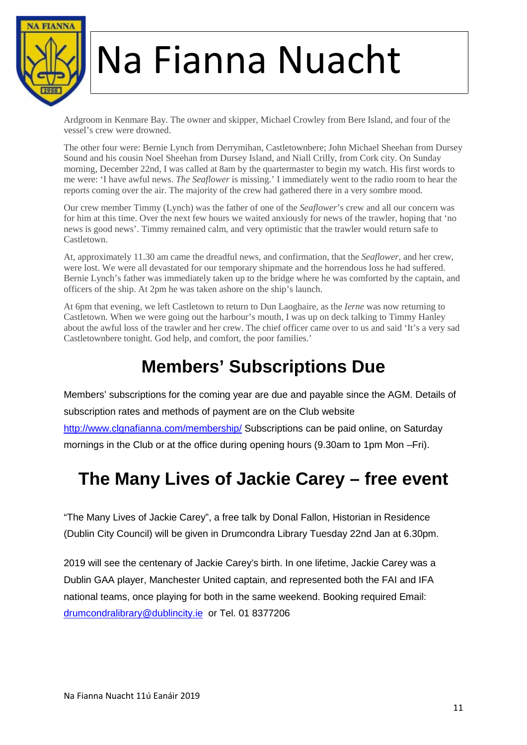Ardgroom in Kenmare Bay. The owner and skipper, Michael Crowley from Bere Island, and four of the vessel's crew were drowned.

The other four were: Bernie Lynch from Derrymihan, Castletownbere; John Michael Sheehan from Dursey Sound and his cousin Noel Sheehan from Dursey Island, and Niall Crilly, from Cork city. On Sunday morning, December 22nd, I was called at 8am by the quartermaster to begin my watch. His first words to me were: 'I have awful news. *The Seaflower* is missing.' I immediately went to the radio room to hear the reports coming over the air. The majority of the crew had gathered there in a very sombre mood.

Our crew member Timmy (Lynch) was the father of one of the *Seaflower*'s crew and all our concern was for him at this time. Over the next few hours we waited anxiously for news of the trawler, hoping that 'no news is good news'. Timmy remained calm, and very optimistic that the trawler would return safe to Castletown.

At, approximately 11.30 am came the dreadful news, and confirmation, that the *Seaflower*, and her crew, were lost. We were all devastated for our temporary shipmate and the horrendous loss he had suffered. Bernie Lynch's father was immediately taken up to the bridge where he was comforted by the captain, and officers of the ship. At 2pm he was taken ashore on the ship's launch.

At 6pm that evening, we left Castletown to return to Dun Laoghaire, as the *Ierne* was now returning to Castletown. When we were going out the harbour's mouth, I was up on deck talking to Timmy Hanley about the awful loss of the trawler and her crew. The chief officer came over to us and said 'It's a very sad Castletownbere tonight. God help, and comfort, the poor families.'

## Members' Subscriptions Due

Members' subscriptions for the coming year are due and payable since the AGM. Details of subscription rates and methods of payment are on the Club website http://www.clgnafianna.com/membership/ Subscriptions can be paid online, on Saturday mornings in the Club or at the office during opening hours (9.30am to 1pm Mon –Fri).

## The Many Lives of Jackie Carey – free event

"The Many Lives of Jackie Carey", a free talk by Donal Fallon, Historian in Residence (Dublin City Council) will be given in Drumcondra Library Tuesday 22nd Jan at 6.30pm.

2019 will see the centenary of Jackie Carey's birth. In one lifetime, Jackie Carey was a Dublin GAA player, Manchester United captain, and represented both the FAI and IFA national teams, once playing for both in the same weekend. Booking required Email: drumcondralibrary@dublincity.ie or Tel. 01 8377206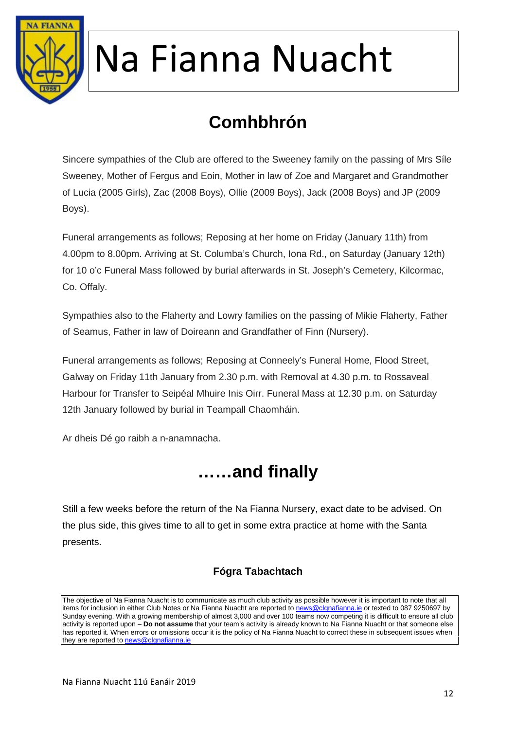# Na Fianna Nuacht

## Comhbhrón

Sincere sympathies of the Club are offered to the Sweeney family on the passing of Mrs Síle Sweeney, Mother of Fergus and Eoin, Mother in law of Zoe and Margaret and Grandmother of Lucia (2005 Girls), Zac (2008 Boys), Ollie (2009 Boys), Jack (2008 Boys) and JP (2009 Boys).

Funeral arrangements as follows; Reposing at her home on Friday (January 11th) from 4.00pm to 8.00pm. Arriving at St. Columba's Church, Iona Rd., on Saturday (January 12th) for 10 o'c Funeral Mass followed by burial afterwards in St. Joseph's Cemetery, Kilcormac, Co. Offaly.

Sympathies also to the Flaherty and Lowry families on the passing of Mikie Flaherty, Father of Seamus, Father in law of Doireann and Grandfather of Finn (Nursery).

Funeral arrangements as follows; Reposing at Conneely's Funeral Home, Flood Street, Galway on Friday 11th January from 2.30 p.m. with Removal at 4.30 p.m. to Rossaveal Harbour for Transfer to Seipéal Mhuire Inis Oirr. Funeral Mass at 12.30 p.m. on Saturday 12th January followed by burial in Teampall Chaomháin.

Ar dheis Dé go raibh a n-anamnacha.

## ……and finally

Still a few weeks before the return of the Na Fianna Nursery, exact date to be advised. On the plus side, this gives time to all to get in some extra practice at home with the Santa presents.

### Fógra Tabachtach

The objective of Na Fianna Nuacht is to communicate as much club activity as possible however it is important to note that all items for inclusion in either Club Notes or Na Fianna Nuacht are reported to news@clgnafianna.ie or texted to 087 9250697 by Sunday evening. With a growing membership of almost 3,000 and over 100 teams now competing it is difficult to ensure all club activity is reported upon – **Do not assume** that your team's activity is already known to Na Fianna Nuacht or that someone else has reported it. When errors or omissions occur it is the policy of Na Fianna Nuacht to correct these in subsequent issues when they are reported to news@clgnafianna.ie